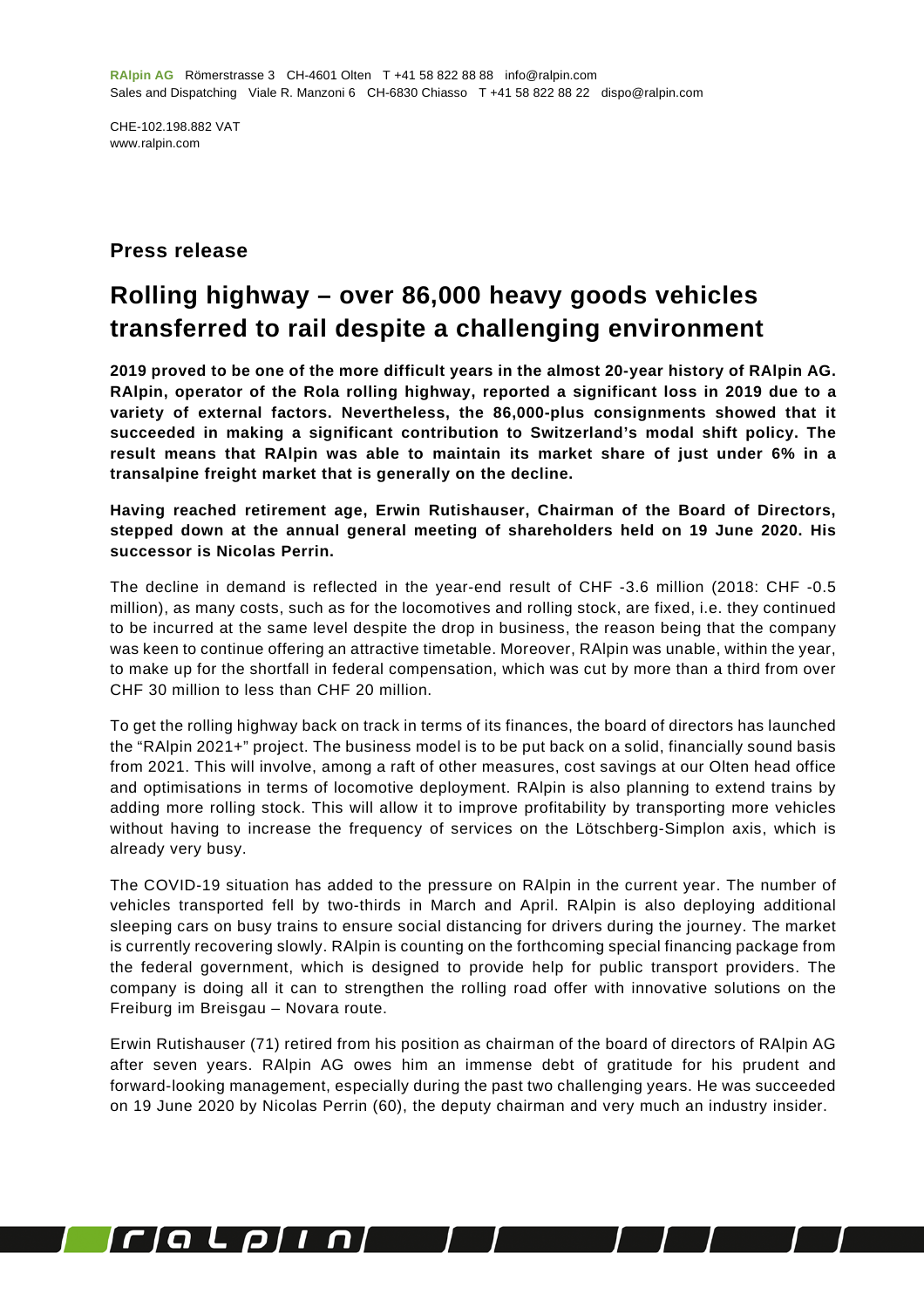**RAlpin AG** Römerstrasse 3 CH-4601 Olten T +41 58 822 88 88 info@ralpin.com
Sales and Dispatching Viale R. Manzoni 6 CH-6830 Chiasso T +41 58 822 88 22 dispo@ralpin.com

CHE-102.198.882 VAT
www.ralpin.com

## Press release

# Rolling highway – over 86,000 heavy goods vehicles transferred to rail despite a challenging environment

**2019 proved to be one of the more difficult years in the almost 20-year history of RAlpin AG. RAlpin, operator of the Rola rolling highway, reported a significant loss in 2019 due to a variety of external factors. Nevertheless, the 86,000-plus consignments showed that it succeeded in making a significant contribution to Switzerland's modal shift policy. The result means that RAlpin was able to maintain its market share of just under 6% in a transalpine freight market that is generally on the decline.**

**Having reached retirement age, Erwin Rutishauser, Chairman of the Board of Directors, stepped down at the annual general meeting of shareholders held on 19 June 2020. His successor is Nicolas Perrin.**

The decline in demand is reflected in the year-end result of CHF -3.6 million (2018: CHF -0.5 million), as many costs, such as for the locomotives and rolling stock, are fixed, i.e. they continued to be incurred at the same level despite the drop in business, the reason being that the company was keen to continue offering an attractive timetable. Moreover, RAlpin was unable, within the year, to make up for the shortfall in federal compensation, which was cut by more than a third from over CHF 30 million to less than CHF 20 million.

To get the rolling highway back on track in terms of its finances, the board of directors has launched the "RAlpin 2021+" project. The business model is to be put back on a solid, financially sound basis from 2021. This will involve, among a raft of other measures, cost savings at our Olten head office and optimisations in terms of locomotive deployment. RAlpin is also planning to extend trains by adding more rolling stock. This will allow it to improve profitability by transporting more vehicles without having to increase the frequency of services on the Lötschberg-Simplon axis, which is already very busy.

The COVID-19 situation has added to the pressure on RAlpin in the current year. The number of vehicles transported fell by two-thirds in March and April. RAlpin is also deploying additional sleeping cars on busy trains to ensure social distancing for drivers during the journey. The market is currently recovering slowly. RAlpin is counting on the forthcoming special financing package from the federal government, which is designed to provide help for public transport providers. The company is doing all it can to strengthen the rolling road offer with innovative solutions on the Freiburg im Breisgau – Novara route.

Erwin Rutishauser (71) retired from his position as chairman of the board of directors of RAlpin AG after seven years. RAlpin AG owes him an immense debt of gratitude for his prudent and forward-looking management, especially during the past two challenging years. He was succeeded on 19 June 2020 by Nicolas Perrin (60), the deputy chairman and very much an industry insider.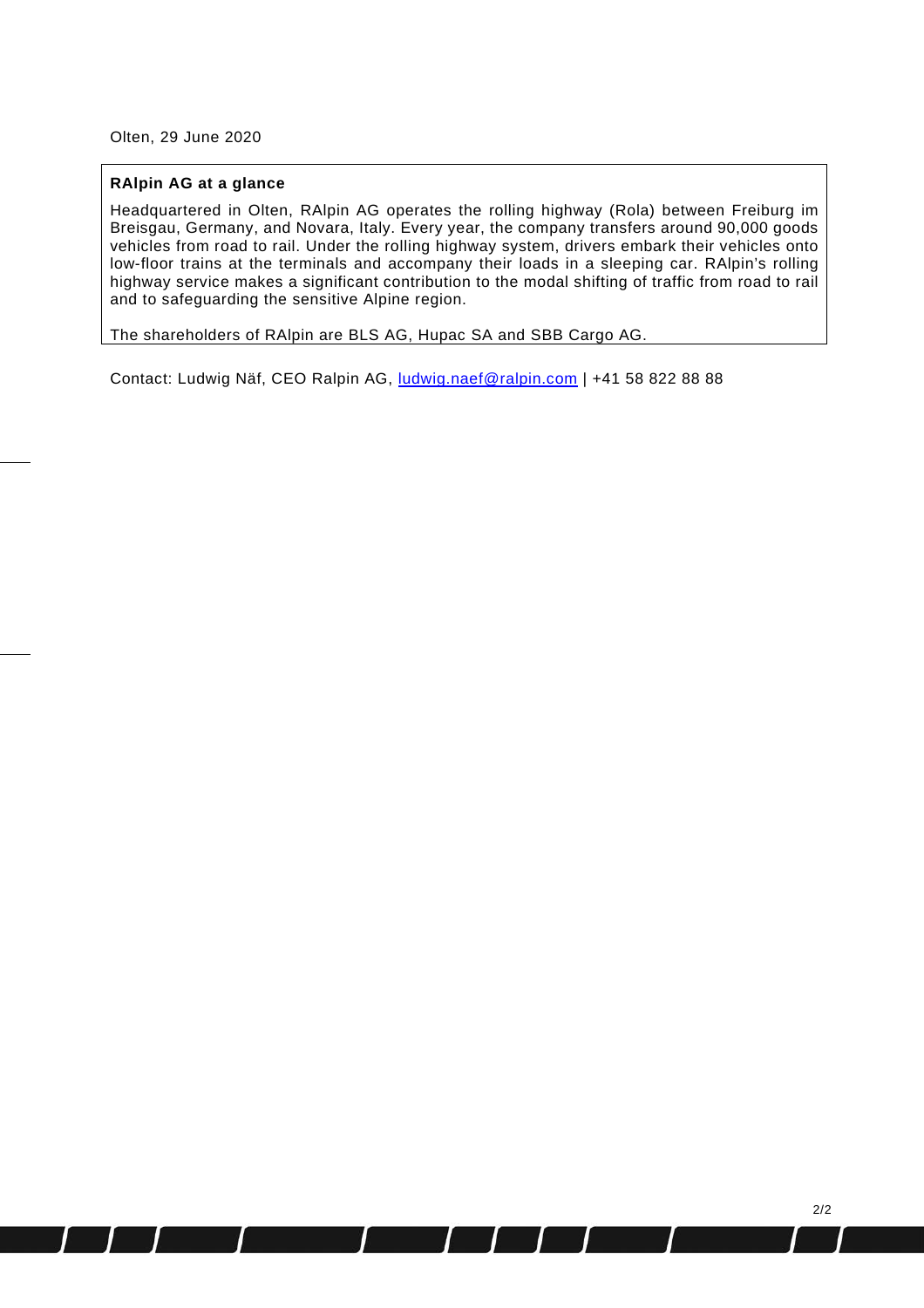Olten, 29 June 2020

**RAlpin AG at a glance**

Headquartered in Olten, RAlpin AG operates the rolling highway (Rola) between Freiburg im Breisgau, Germany, and Novara, Italy. Every year, the company transfers around 90,000 goods vehicles from road to rail. Under the rolling highway system, drivers embark their vehicles onto low-floor trains at the terminals and accompany their loads in a sleeping car. RAlpin's rolling highway service makes a significant contribution to the modal shifting of traffic from road to rail and to safeguarding the sensitive Alpine region.

The shareholders of RAlpin are BLS AG, Hupac SA and SBB Cargo AG.

Contact: Ludwig Näf, CEO Ralpin AG, ludwig.naef@ralpin.com | +41 58 822 88 88